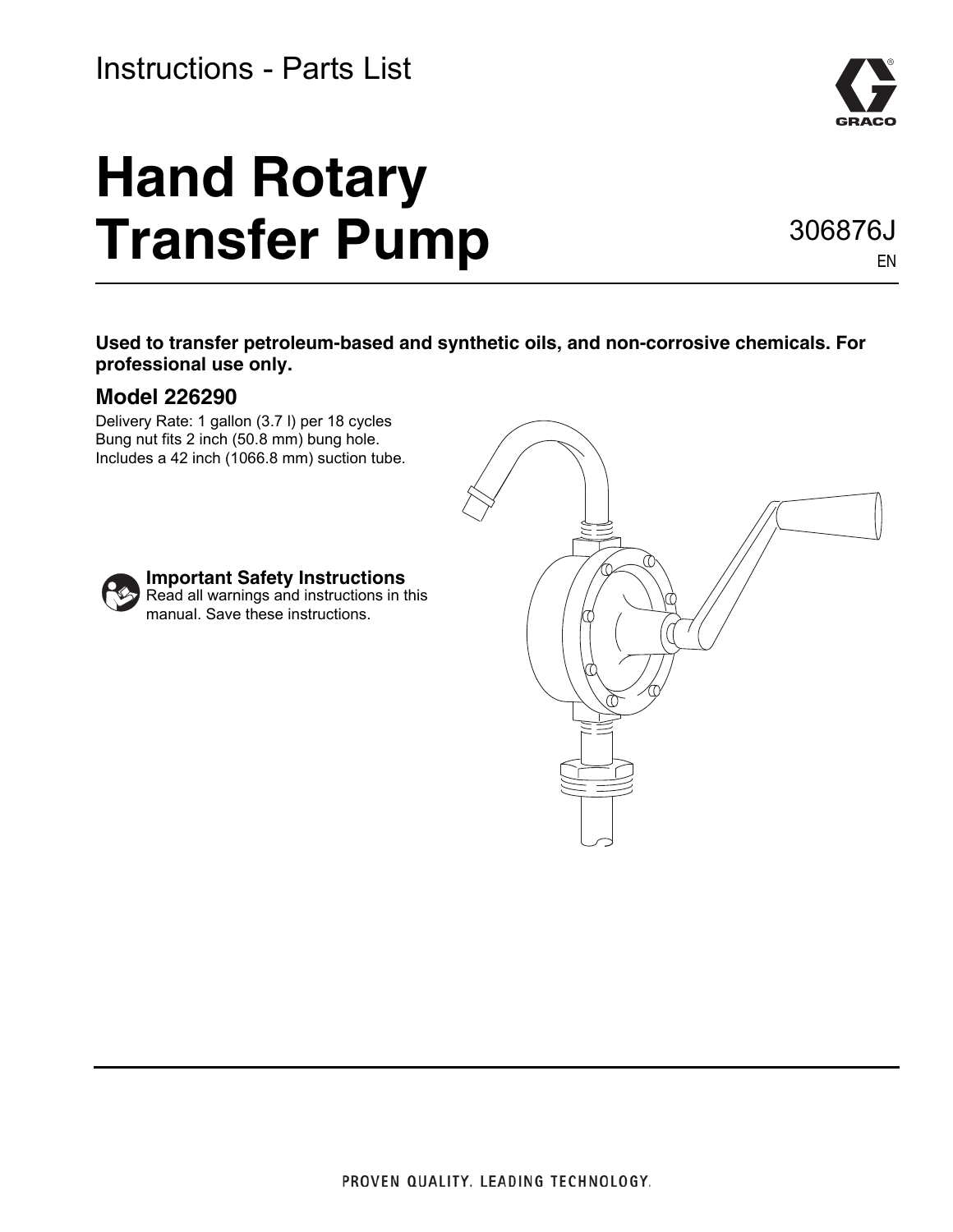Instructions - Parts List

# Hand Rotary Transfer Pump

306876J

EN

**Used to transfer petroleum-based and synthetic oils, and non-corrosive chemicals. For professional use only.**

## Model 226290

Delivery Rate: 1 gallon (3.7 l) per 18 cycles
Bung nut fits 2 inch (50.8 mm) bung hole.
Includes a 42 inch (1066.8 mm) suction tube.

**Important Safety Instructions**
Read all warnings and instructions in this manual. Save these instructions.

PROVEN QUALITY. LEADING TECHNOLOGY.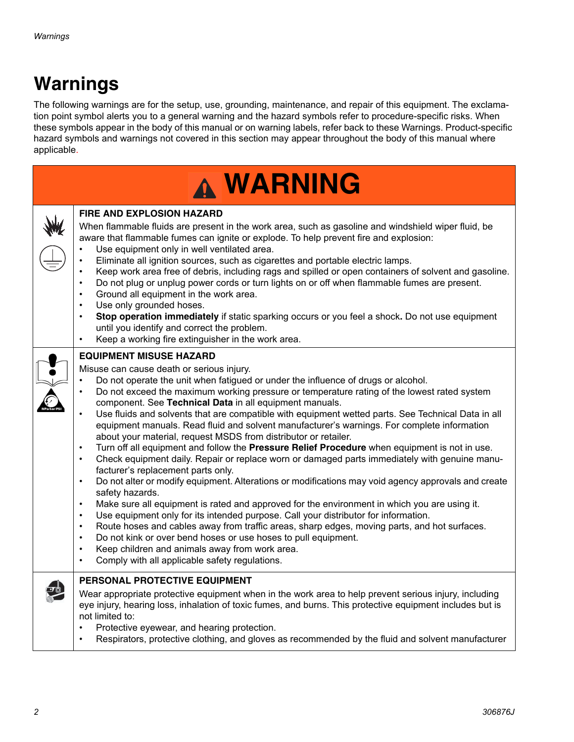# Warnings

The following warnings are for the setup, use, grounding, maintenance, and repair of this equipment. The exclamation point symbol alerts you to a general warning and the hazard symbols refer to procedure-specific risks. When these symbols appear in the body of this manual or on warning labels, refer back to these Warnings. Product-specific hazard symbols and warnings not covered in this section may appear throughout the body of this manual where applicable.

## WARNING

### FIRE AND EXPLOSION HAZARD

When flammable fluids are present in the work area, such as gasoline and windshield wiper fluid, be aware that flammable fumes can ignite or explode. To help prevent fire and explosion:

- Use equipment only in well ventilated area.
- Eliminate all ignition sources, such as cigarettes and portable electric lamps.
- Keep work area free of debris, including rags and spilled or open containers of solvent and gasoline.
- Do not plug or unplug power cords or turn lights on or off when flammable fumes are present.
- Ground all equipment in the work area.
- Use only grounded hoses.
- **Stop operation immediately** if static sparking occurs or you feel a shock**.** Do not use equipment until you identify and correct the problem.
- Keep a working fire extinguisher in the work area.

### EQUIPMENT MISUSE HAZARD

Misuse can cause death or serious injury.

- Do not operate the unit when fatigued or under the influence of drugs or alcohol.
- Do not exceed the maximum working pressure or temperature rating of the lowest rated system component. See **Technical Data** in all equipment manuals.
- Use fluids and solvents that are compatible with equipment wetted parts. See Technical Data in all equipment manuals. Read fluid and solvent manufacturer's warnings. For complete information about your material, request MSDS from distributor or retailer.
- Turn off all equipment and follow the **Pressure Relief Procedure** when equipment is not in use.
- Check equipment daily. Repair or replace worn or damaged parts immediately with genuine manufacturer's replacement parts only.
- Do not alter or modify equipment. Alterations or modifications may void agency approvals and create safety hazards.
- Make sure all equipment is rated and approved for the environment in which you are using it.
- Use equipment only for its intended purpose. Call your distributor for information.
- Route hoses and cables away from traffic areas, sharp edges, moving parts, and hot surfaces.
- Do not kink or over bend hoses or use hoses to pull equipment.
- Keep children and animals away from work area.
- Comply with all applicable safety regulations.

### PERSONAL PROTECTIVE EQUIPMENT

Wear appropriate protective equipment when in the work area to help prevent serious injury, including eye injury, hearing loss, inhalation of toxic fumes, and burns. This protective equipment includes but is not limited to:

- Protective eyewear, and hearing protection.
- Respirators, protective clothing, and gloves as recommended by the fluid and solvent manufacturer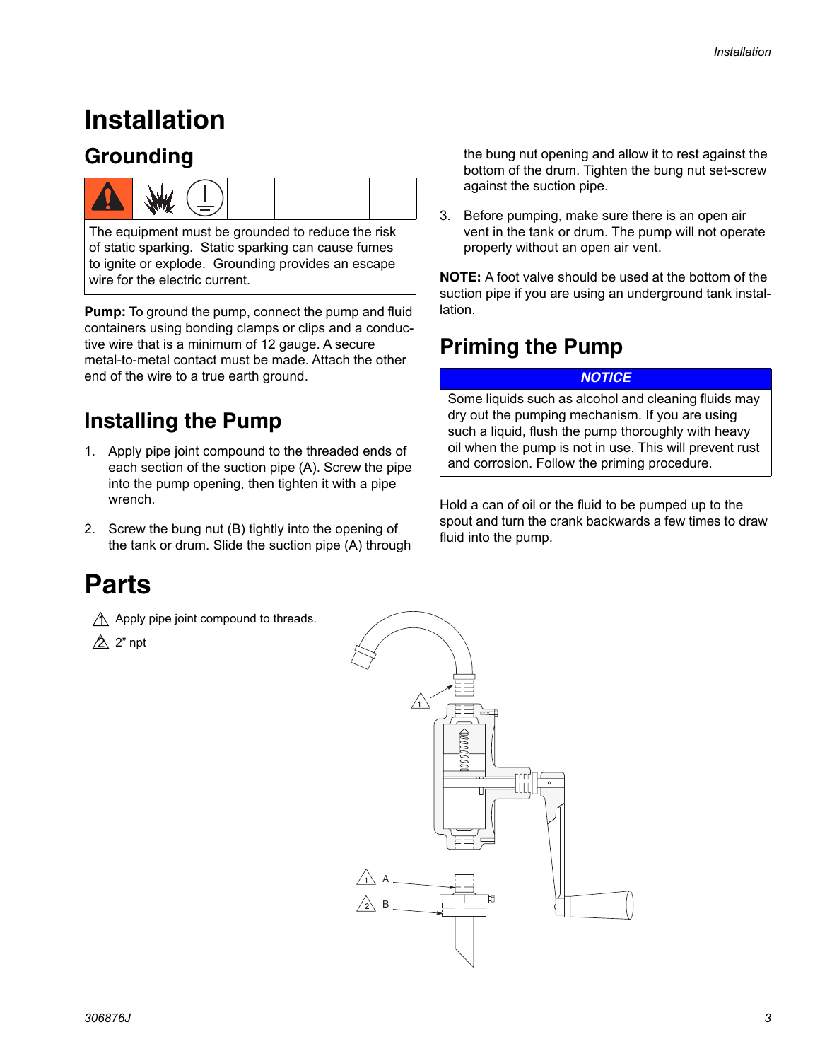# Installation

## Grounding

The equipment must be grounded to reduce the risk of static sparking. Static sparking can cause fumes to ignite or explode. Grounding provides an escape wire for the electric current.

**Pump:** To ground the pump, connect the pump and fluid containers using bonding clamps or clips and a conductive wire that is a minimum of 12 gauge. A secure metal-to-metal contact must be made. Attach the other end of the wire to a true earth ground.

## Installing the Pump

1. Apply pipe joint compound to the threaded ends of each section of the suction pipe (A). Screw the pipe into the pump opening, then tighten it with a pipe wrench.
2. Screw the bung nut (B) tightly into the opening of the tank or drum. Slide the suction pipe (A) through the bung nut opening and allow it to rest against the bottom of the drum. Tighten the bung nut set-screw against the suction pipe.
3. Before pumping, make sure there is an open air vent in the tank or drum. The pump will not operate properly without an open air vent.

**NOTE:** A foot valve should be used at the bottom of the suction pipe if you are using an underground tank installation.

## Priming the Pump

***NOTICE***

Some liquids such as alcohol and cleaning fluids may dry out the pumping mechanism. If you are using such a liquid, flush the pump thoroughly with heavy oil when the pump is not in use. This will prevent rust and corrosion. Follow the priming procedure.

Hold a can of oil or the fluid to be pumped up to the spout and turn the crank backwards a few times to draw fluid into the pump.

# Parts

1. Apply pipe joint compound to threads.
2. 2" npt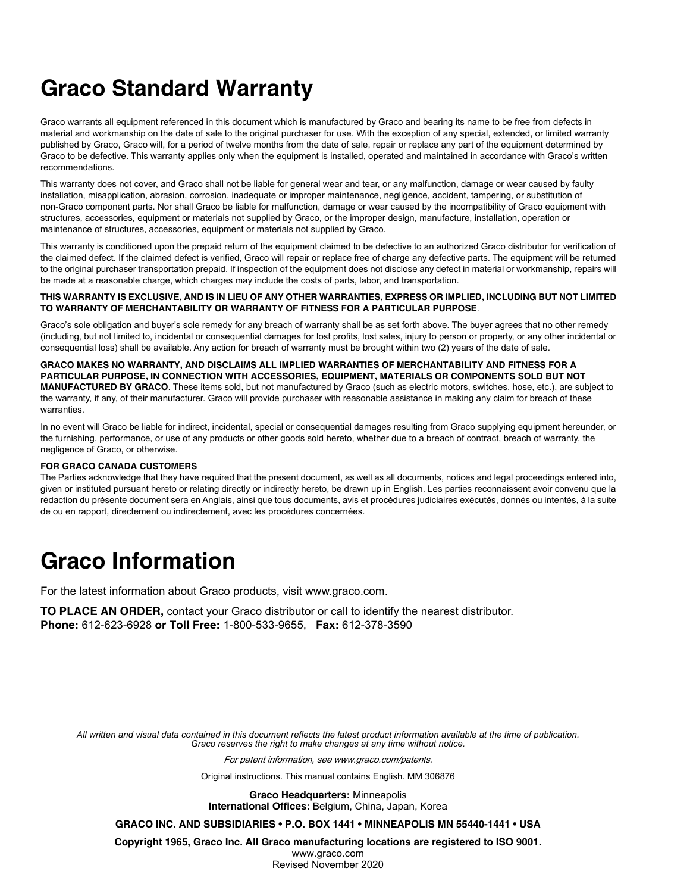# Graco Standard Warranty

Graco warrants all equipment referenced in this document which is manufactured by Graco and bearing its name to be free from defects in material and workmanship on the date of sale to the original purchaser for use. With the exception of any special, extended, or limited warranty published by Graco, Graco will, for a period of twelve months from the date of sale, repair or replace any part of the equipment determined by Graco to be defective. This warranty applies only when the equipment is installed, operated and maintained in accordance with Graco's written recommendations.

This warranty does not cover, and Graco shall not be liable for general wear and tear, or any malfunction, damage or wear caused by faulty installation, misapplication, abrasion, corrosion, inadequate or improper maintenance, negligence, accident, tampering, or substitution of non-Graco component parts. Nor shall Graco be liable for malfunction, damage or wear caused by the incompatibility of Graco equipment with structures, accessories, equipment or materials not supplied by Graco, or the improper design, manufacture, installation, operation or maintenance of structures, accessories, equipment or materials not supplied by Graco.

This warranty is conditioned upon the prepaid return of the equipment claimed to be defective to an authorized Graco distributor for verification of the claimed defect. If the claimed defect is verified, Graco will repair or replace free of charge any defective parts. The equipment will be returned to the original purchaser transportation prepaid. If inspection of the equipment does not disclose any defect in material or workmanship, repairs will be made at a reasonable charge, which charges may include the costs of parts, labor, and transportation.

**THIS WARRANTY IS EXCLUSIVE, AND IS IN LIEU OF ANY OTHER WARRANTIES, EXPRESS OR IMPLIED, INCLUDING BUT NOT LIMITED TO WARRANTY OF MERCHANTABILITY OR WARRANTY OF FITNESS FOR A PARTICULAR PURPOSE**.

Graco's sole obligation and buyer's sole remedy for any breach of warranty shall be as set forth above. The buyer agrees that no other remedy (including, but not limited to, incidental or consequential damages for lost profits, lost sales, injury to person or property, or any other incidental or consequential loss) shall be available. Any action for breach of warranty must be brought within two (2) years of the date of sale.

**GRACO MAKES NO WARRANTY, AND DISCLAIMS ALL IMPLIED WARRANTIES OF MERCHANTABILITY AND FITNESS FOR A PARTICULAR PURPOSE, IN CONNECTION WITH ACCESSORIES, EQUIPMENT, MATERIALS OR COMPONENTS SOLD BUT NOT MANUFACTURED BY GRACO**. These items sold, but not manufactured by Graco (such as electric motors, switches, hose, etc.), are subject to the warranty, if any, of their manufacturer. Graco will provide purchaser with reasonable assistance in making any claim for breach of these warranties.

In no event will Graco be liable for indirect, incidental, special or consequential damages resulting from Graco supplying equipment hereunder, or the furnishing, performance, or use of any products or other goods sold hereto, whether due to a breach of contract, breach of warranty, the negligence of Graco, or otherwise.

**FOR GRACO CANADA CUSTOMERS**

The Parties acknowledge that they have required that the present document, as well as all documents, notices and legal proceedings entered into, given or instituted pursuant hereto or relating directly or indirectly hereto, be drawn up in English. Les parties reconnaissent avoir convenu que la rédaction du présente document sera en Anglais, ainsi que tous documents, avis et procédures judiciaires exécutés, donnés ou intentés, à la suite de ou en rapport, directement ou indirectement, avec les procédures concernées.

# Graco Information

For the latest information about Graco products, visit www.graco.com.

**TO PLACE AN ORDER,** contact your Graco distributor or call to identify the nearest distributor.
**Phone:** 612-623-6928 **or Toll Free:** 1-800-533-9655, **Fax:** 612-378-3590

*All written and visual data contained in this document reflects the latest product information available at the time of publication. Graco reserves the right to make changes at any time without notice.*

*For patent information, see www.graco.com/patents.*

Original instructions. This manual contains English. MM 306876

**Graco Headquarters:** Minneapolis
**International Offices:** Belgium, China, Japan, Korea

**GRACO INC. AND SUBSIDIARIES • P.O. BOX 1441 • MINNEAPOLIS MN 55440-1441 • USA**

**Copyright 1965, Graco Inc. All Graco manufacturing locations are registered to ISO 9001.**
www.graco.com
Revised November 2020